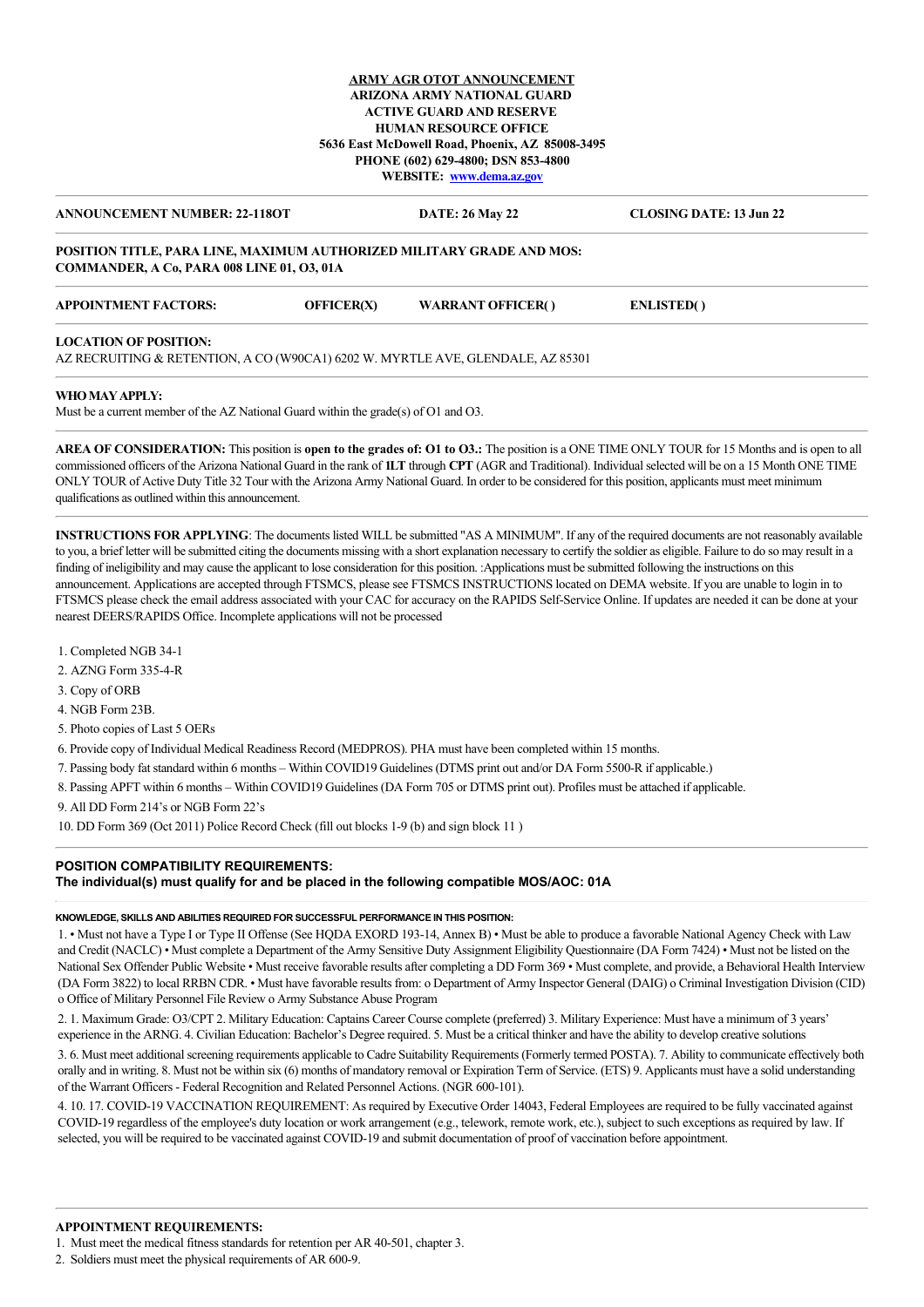**ARMY AGR OTOT ANNOUNCEMENT**
**ARIZONA ARMY NATIONAL GUARD**
**ACTIVE GUARD AND RESERVE**
**HUMAN RESOURCE OFFICE**
**5636 East McDowell Road, Phoenix, AZ 85008-3495**
**PHONE (602) 629-4800; DSN 853-4800**
**WEBSITE: www.dema.az.gov**

---

**ANNOUNCEMENT NUMBER: 22-118OT** | **DATE: 26 May 22** | **CLOSING DATE: 13 Jun 22**

---

**POSITION TITLE, PARA LINE, MAXIMUM AUTHORIZED MILITARY GRADE AND MOS:**
**COMMANDER, A Co, PARA 008 LINE 01, O3, 01A**

---

**APPOINTMENT FACTORS:** **OFFICER(X)** **WARRANT OFFICER( )** **ENLISTED( )**

---

**LOCATION OF POSITION:**
AZ RECRUITING & RETENTION, A CO (W90CA1) 6202 W. MYRTLE AVE, GLENDALE, AZ 85301

---

**WHO MAY APPLY:**
Must be a current member of the AZ National Guard within the grade(s) of O1 and O3.

---

**AREA OF CONSIDERATION:** This position is **open to the grades of: O1 to O3.:** The position is a ONE TIME ONLY TOUR for 15 Months and is open to all commissioned officers of the Arizona National Guard in the rank of **1LT** through **CPT** (AGR and Traditional). Individual selected will be on a 15 Month ONE TIME ONLY TOUR of Active Duty Title 32 Tour with the Arizona Army National Guard. In order to be considered for this position, applicants must meet minimum qualifications as outlined within this announcement.

---

**INSTRUCTIONS FOR APPLYING**: The documents listed WILL be submitted "AS A MINIMUM". If any of the required documents are not reasonably available to you, a brief letter will be submitted citing the documents missing with a short explanation necessary to certify the soldier as eligible. Failure to do so may result in a finding of ineligibility and may cause the applicant to lose consideration for this position. :Applications must be submitted following the instructions on this announcement. Applications are accepted through FTSMCS, please see FTSMCS INSTRUCTIONS located on DEMA website. If you are unable to login in to FTSMCS please check the email address associated with your CAC for accuracy on the RAPIDS Self-Service Online. If updates are needed it can be done at your nearest DEERS/RAPIDS Office. Incomplete applications will not be processed

1. Completed NGB 34-1
2. AZNG Form 335-4-R
3. Copy of ORB
4. NGB Form 23B.
5. Photo copies of Last 5 OERs
6. Provide copy of Individual Medical Readiness Record (MEDPROS). PHA must have been completed within 15 months.
7. Passing body fat standard within 6 months – Within COVID19 Guidelines (DTMS print out and/or DA Form 5500-R if applicable.)
8. Passing APFT within 6 months – Within COVID19 Guidelines (DA Form 705 or DTMS print out). Profiles must be attached if applicable.
9. All DD Form 214's or NGB Form 22's
10. DD Form 369 (Oct 2011) Police Record Check (fill out blocks 1-9 (b) and sign block 11 )

---

**POSITION COMPATIBILITY REQUIREMENTS:**
**The individual(s) must qualify for and be placed in the following compatible MOS/AOC: 01A**

**KNOWLEDGE, SKILLS AND ABILITIES REQUIRED FOR SUCCESSFUL PERFORMANCE IN THIS POSITION:**

1. • Must not have a Type I or Type II Offense (See HQDA EXORD 193-14, Annex B) • Must be able to produce a favorable National Agency Check with Law and Credit (NACLC) • Must complete a Department of the Army Sensitive Duty Assignment Eligibility Questionnaire (DA Form 7424) • Must not be listed on the National Sex Offender Public Website • Must receive favorable results after completing a DD Form 369 • Must complete, and provide, a Behavioral Health Interview (DA Form 3822) to local RRBN CDR. • Must have favorable results from: o Department of Army Inspector General (DAIG) o Criminal Investigation Division (CID) o Office of Military Personnel File Review o Army Substance Abuse Program

2. 1. Maximum Grade: O3/CPT 2. Military Education: Captains Career Course complete (preferred) 3. Military Experience: Must have a minimum of 3 years' experience in the ARNG. 4. Civilian Education: Bachelor's Degree required. 5. Must be a critical thinker and have the ability to develop creative solutions

3. 6. Must meet additional screening requirements applicable to Cadre Suitability Requirements (Formerly termed POSTA). 7. Ability to communicate effectively both orally and in writing. 8. Must not be within six (6) months of mandatory removal or Expiration Term of Service. (ETS) 9. Applicants must have a solid understanding of the Warrant Officers - Federal Recognition and Related Personnel Actions. (NGR 600-101).

4. 10. 17. COVID-19 VACCINATION REQUIREMENT: As required by Executive Order 14043, Federal Employees are required to be fully vaccinated against COVID-19 regardless of the employee's duty location or work arrangement (e.g., telework, remote work, etc.), subject to such exceptions as required by law. If selected, you will be required to be vaccinated against COVID-19 and submit documentation of proof of vaccination before appointment.

---

**APPOINTMENT REQUIREMENTS:**

1. Must meet the medical fitness standards for retention per AR 40-501, chapter 3.
2. Soldiers must meet the physical requirements of AR 600-9.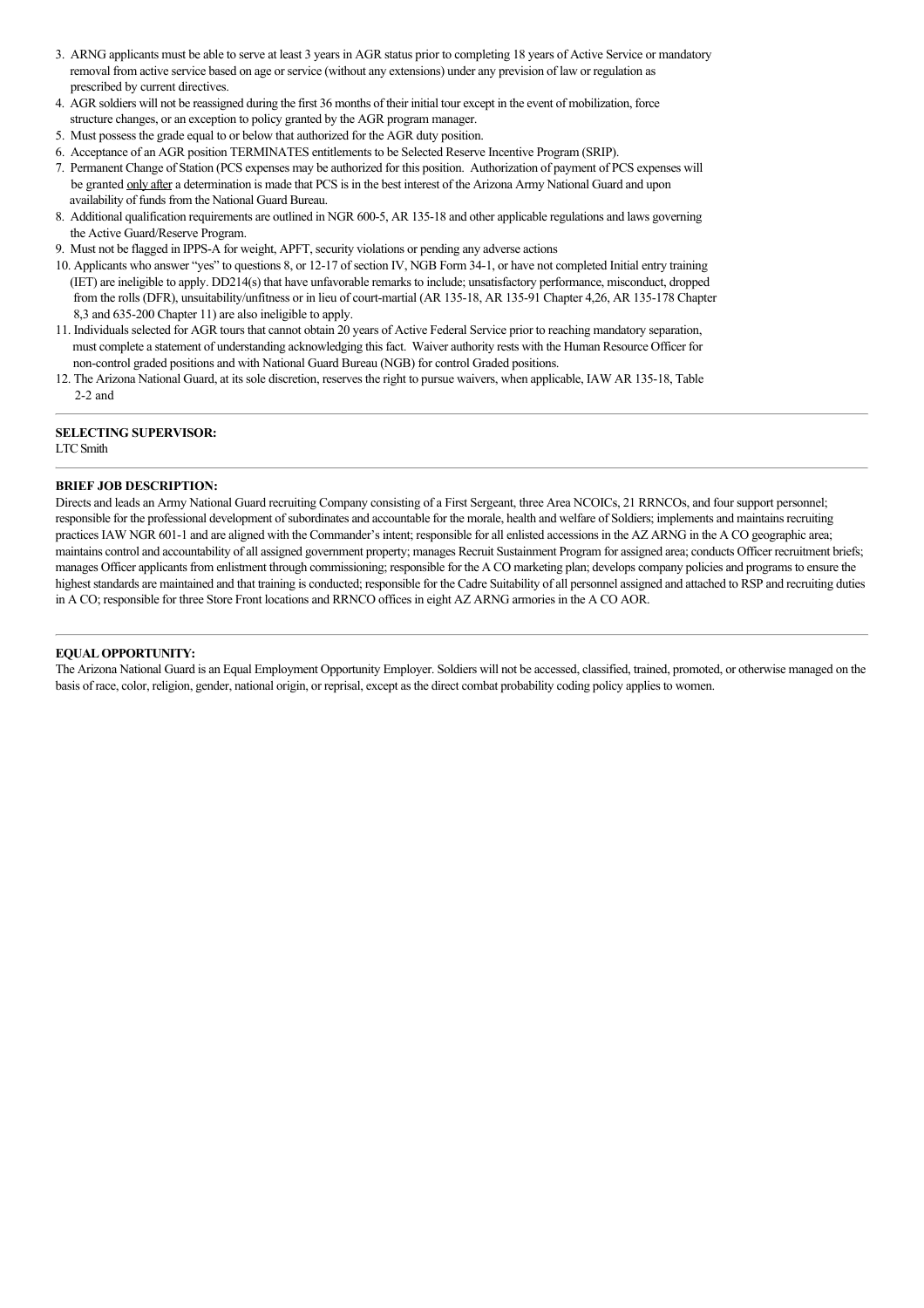3. ARNG applicants must be able to serve at least 3 years in AGR status prior to completing 18 years of Active Service or mandatory removal from active service based on age or service (without any extensions) under any prevision of law or regulation as prescribed by current directives.
4. AGR soldiers will not be reassigned during the first 36 months of their initial tour except in the event of mobilization, force structure changes, or an exception to policy granted by the AGR program manager.
5. Must possess the grade equal to or below that authorized for the AGR duty position.
6. Acceptance of an AGR position TERMINATES entitlements to be Selected Reserve Incentive Program (SRIP).
7. Permanent Change of Station (PCS expenses may be authorized for this position. Authorization of payment of PCS expenses will be granted only after a determination is made that PCS is in the best interest of the Arizona Army National Guard and upon availability of funds from the National Guard Bureau.
8. Additional qualification requirements are outlined in NGR 600-5, AR 135-18 and other applicable regulations and laws governing the Active Guard/Reserve Program.
9. Must not be flagged in IPPS-A for weight, APFT, security violations or pending any adverse actions
10. Applicants who answer "yes" to questions 8, or 12-17 of section IV, NGB Form 34-1, or have not completed Initial entry training (IET) are ineligible to apply. DD214(s) that have unfavorable remarks to include; unsatisfactory performance, misconduct, dropped from the rolls (DFR), unsuitability/unfitness or in lieu of court-martial (AR 135-18, AR 135-91 Chapter 4,26, AR 135-178 Chapter 8,3 and 635-200 Chapter 11) are also ineligible to apply.
11. Individuals selected for AGR tours that cannot obtain 20 years of Active Federal Service prior to reaching mandatory separation, must complete a statement of understanding acknowledging this fact. Waiver authority rests with the Human Resource Officer for non-control graded positions and with National Guard Bureau (NGB) for control Graded positions.
12. The Arizona National Guard, at its sole discretion, reserves the right to pursue waivers, when applicable, IAW AR 135-18, Table 2-2 and

---

**SELECTING SUPERVISOR:**
LTC Smith

---

**BRIEF JOB DESCRIPTION:**
Directs and leads an Army National Guard recruiting Company consisting of a First Sergeant, three Area NCOICs, 21 RRNCOs, and four support personnel; responsible for the professional development of subordinates and accountable for the morale, health and welfare of Soldiers; implements and maintains recruiting practices IAW NGR 601-1 and are aligned with the Commander's intent; responsible for all enlisted accessions in the AZ ARNG in the A CO geographic area; maintains control and accountability of all assigned government property; manages Recruit Sustainment Program for assigned area; conducts Officer recruitment briefs; manages Officer applicants from enlistment through commissioning; responsible for the A CO marketing plan; develops company policies and programs to ensure the highest standards are maintained and that training is conducted; responsible for the Cadre Suitability of all personnel assigned and attached to RSP and recruiting duties in A CO; responsible for three Store Front locations and RRNCO offices in eight AZ ARNG armories in the A CO AOR.

---

**EQUAL OPPORTUNITY:**
The Arizona National Guard is an Equal Employment Opportunity Employer. Soldiers will not be accessed, classified, trained, promoted, or otherwise managed on the basis of race, color, religion, gender, national origin, or reprisal, except as the direct combat probability coding policy applies to women.